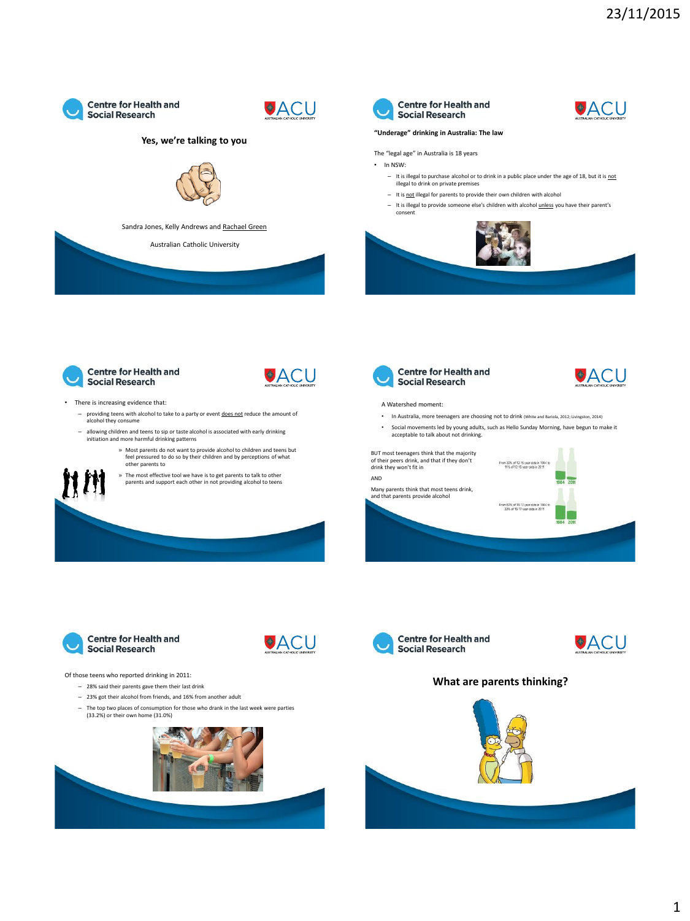## Yes, we're talking to you

Sandra Jones, Kelly Andrews and Rachael Green

Australian Catholic University

---

**"Underage" drinking in Australia: The law**

The "legal age" in Australia is 18 years

- In NSW:
  - It is illegal to purchase alcohol or to drink in a public place under the age of 18, but it is not illegal to drink on private premises
  - It is not illegal for parents to provide their own children with alcohol
  - It is illegal to provide someone else's children with alcohol unless you have their parent's consent

---

- There is increasing evidence that:
  - providing teens with alcohol to take to a party or event does not reduce the amount of alcohol they consume
  - allowing children and teens to sip or taste alcohol is associated with early drinking initiation and more harmful drinking patterns
    - » Most parents do not want to provide alcohol to children and teens but feel pressured to do so by their children and by perceptions of what other parents to
    - » The most effective tool we have is to get parents to talk to other parents and support each other in not providing alcohol to teens

---

A Watershed moment:

- In Australia, more teenagers are choosing not to drink (White and Bariola, 2012; Livingston, 2014)
- Social movements led by young adults, such as Hello Sunday Morning, have begun to make it acceptable to talk about not drinking.

BUT most teenagers think that the majority of their peers drink, and that if they don't drink they won't fit in

AND

Many parents think that most teens drink, and that parents provide alcohol

From 33% of 12-15 year olds in 1984 to 11% of 12-15 year olds in 2011

1984 2011

From 63% of 16-17 year olds in 1984 to 33% of 16-17 year olds in 2011

1984 2011

---

Of those teens who reported drinking in 2011:

- 28% said their parents gave them their last drink
- 23% got their alcohol from friends, and 16% from another adult
- The top two places of consumption for those who drank in the last week were parties (33.2%) or their own home (31.0%)

---

## What are parents thinking?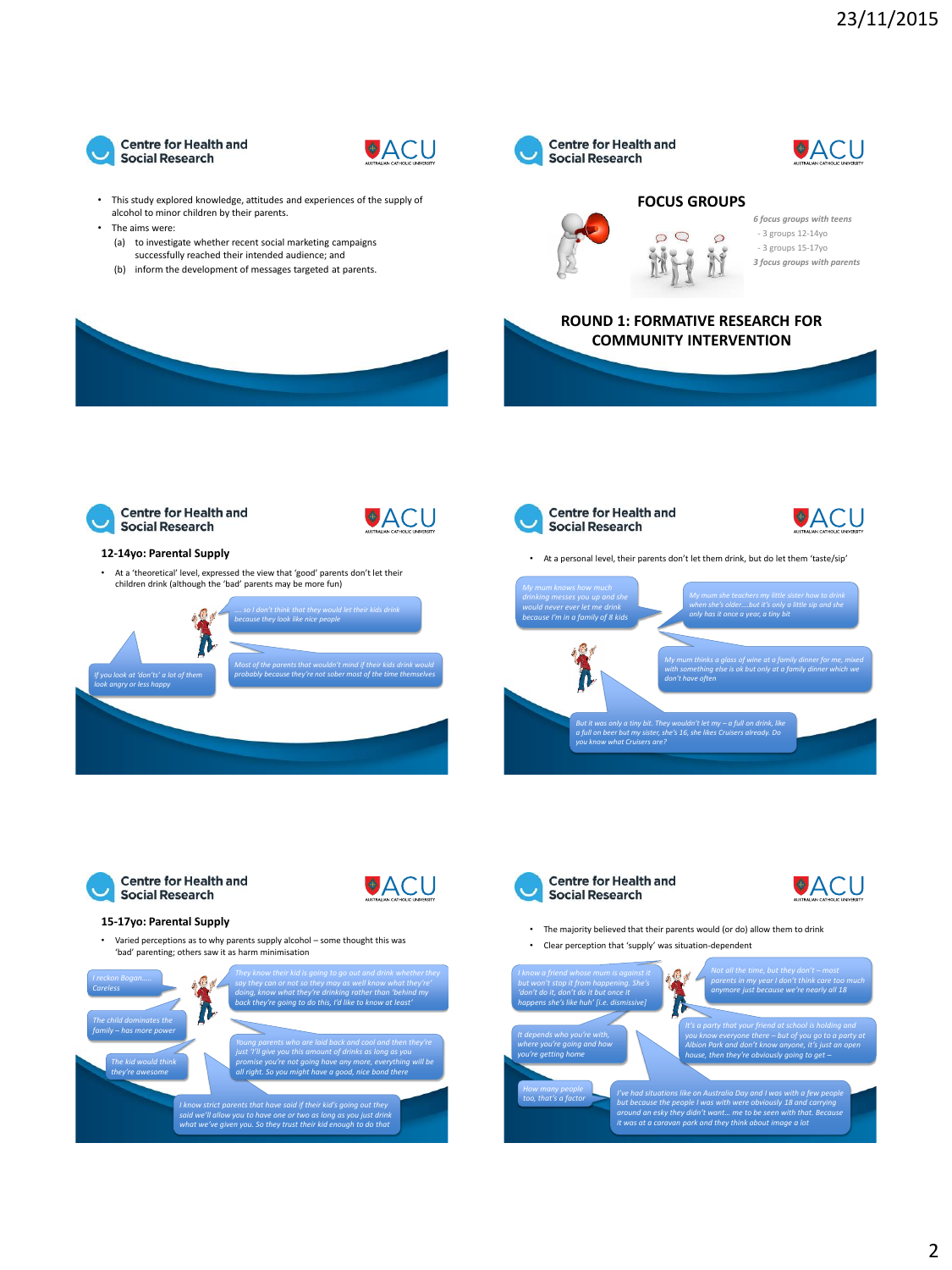## Centre for Health and Social Research — ACU

- This study explored knowledge, attitudes and experiences of the supply of alcohol to minor children by their parents.
- The aims were:
  - (a) to investigate whether recent social marketing campaigns successfully reached their intended audience; and
  - (b) inform the development of messages targeted at parents.

---

## FOCUS GROUPS

*6 focus groups with teens*
- 3 groups 12-14yo
- 3 groups 15-17yo

*3 focus groups with parents*

### ROUND 1: FORMATIVE RESEARCH FOR COMMUNITY INTERVENTION

---

### 12-14yo: Parental Supply

- At a 'theoretical' level, expressed the view that 'good' parents don't let their children drink (although the 'bad' parents may be more fun)

*.... so I don't think that they would let their kids drink because they look like nice people*

*Most of the parents that wouldn't mind if their kids drink would probably because they're not sober most of the time themselves*

*If you look at 'don'ts' a lot of them look angry or less happy*

---

- At a personal level, their parents don't let them drink, but do let them 'taste/sip'

*My mum knows how much drinking messes you up and she would never ever let me drink because I'm in a family of 8 kids*

*My mum she teachers my little sister how to drink when she's older....but it's only a little sip and she only has it once a year, a tiny bit*

*My mum thinks a glass of wine at a family dinner for me, mixed with something else is ok but only at a family dinner which we don't have often*

*But it was only a tiny bit. They wouldn't let my – a full on drink, like a full on beer but my sister, she's 16, she likes Cruisers already. Do you know what Cruisers are?*

---

### 15-17yo: Parental Supply

- Varied perceptions as to why parents supply alcohol – some thought this was 'bad' parenting; others saw it as harm minimisation

*I reckon Bogan..... Careless*

*They know their kid is going to go out and drink whether they say they can or not so they may as well know what they're' doing, know what they're drinking rather than 'behind my back they're going to do this, I'd like to know at least'*

*The child dominates the family – has more power*

*Young parents who are laid back and cool and then they're just 'I'll give you this amount of drinks as long as you promise you're not going have any more, everything will be all right. So you might have a good, nice bond there*

*The kid would think they're awesome*

*I know strict parents that have said if their kid's going out they said we'll allow you to have one or two as long as you just drink what we've given you. So they trust their kid enough to do that*

---

- The majority believed that their parents would (or do) allow them to drink
- Clear perception that 'supply' was situation-dependent

*I know a friend whose mum is against it but won't stop it from happening. She's 'don't do it, don't do it but once it happens she's like huh' [i.e. dismissive]*

*Not all the time, but they don't – most parents in my year I don't think care too much anymore just because we're nearly all 18*

*It depends who you're with, where you're going and how you're getting home*

*It's a party that your friend at school is holding and you know everyone there – but of you go to a party at Albion Park and don't know anyone, it's just an open house, then they're obviously going to get –*

*How many people too, that's a factor*

*I've had situations like on Australia Day and I was with a few people but because the people I was with were obviously 18 and carrying around an esky they didn't want... me to be seen with that. Because it was at a caravan park and they think about image a lot*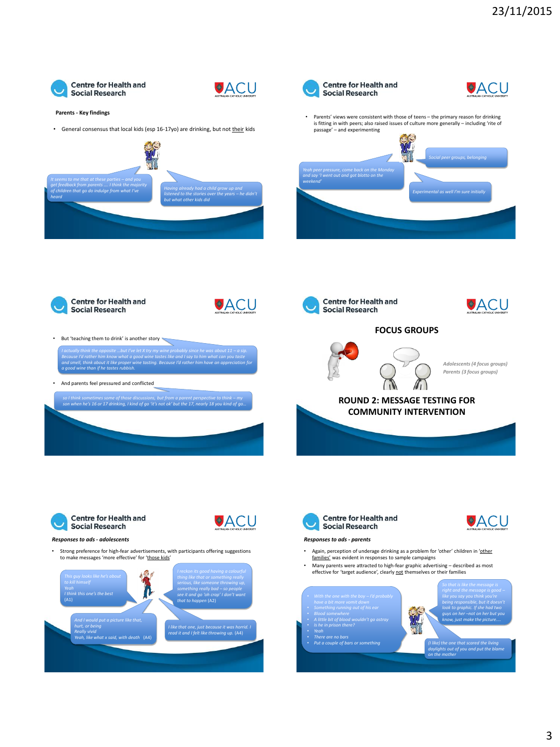**Centre for Health and Social Research**

**Parents - Key findings**

- General consensus that local kids (esp 16-17yo) are drinking, but not <u>their</u> kids

*It seems to me that at these parties – and you get feedback from parents …. I think the majority of children that go do indulge from what I've heard*

*Having already had a child grow up and listened to the stories over the years – he didn't but what other kids did*

---

**Centre for Health and Social Research**

- Parents' views were consistent with those of teens – the primary reason for drinking is fitting in with peers; also raised issues of culture more generally – including 'rite of passage' – and experimenting

*Social peer groups, belonging*

*Yeah peer pressure, come back on the Monday and say 'I went out and got blotto on the weekend'*

*Experimental as well I'm sure initially*

---

**Centre for Health and Social Research**

- But 'teaching them to drink' is another story

*I actually think the opposite …but I've let X try my wine probably since he was about 11 – a sip. Because I'd rather him know what a good wine tastes like and I say to him what can you taste and smell, think about it like proper wine tasting. Because I'd rather him have an appreciation for a good wine than if he tastes rubbish.*

- And parents feel pressured and conflicted

*so I think sometimes some of those discussions, but from a parent perspective to think – my son when he's 16 or 17 drinking, I kind of go 'it's not ok' but the 17, nearly 18 you kind of go…*

---

**Centre for Health and Social Research**

**FOCUS GROUPS**

*Adolescents (4 focus groups)*
*Parents (3 focus groups)*

**ROUND 2: MESSAGE TESTING FOR COMMUNITY INTERVENTION**

---

**Centre for Health and Social Research**

***Responses to ads - adolescents***

- Strong preference for high-fear advertisements, with participants offering suggestions to make messages 'more effective' for '<u>those kids</u>'

*This guy looks like he's about to kill himself*
*Yeah*
*I think this one's the best*
*(A1)*

*I reckon its good having a colourful thing like that or something really serious, like someone throwing up, something really bad – so people see it and go 'oh crap' I don't want that to happen (A2)*

*And I would put a picture like that, hurt, or being*
*Really vivid*
*Yeah, like what x said, with death (A4)*

*I like that one, just because it was horrid. I read it and I felt like throwing up. (A4)*

---

**Centre for Health and Social Research**

***Responses to ads - parents***

- Again, perception of underage drinking as a problem for 'other' children in '<u>other families</u>' was evident in responses to sample campaigns
- Many parents were attracted to high-fear graphic advertising – described as most effective for 'target audience', clearly <u>not</u> themselves or their families

- *With the one with the boy – I'd probably have a bit more vomit down*
- *Something running out of his ear*
- *Blood somewhere*
- *A little bit of blood wouldn't go astray*
- *Is he in prison there?*
- *Yeah*
- *There are no bars*
- *Put a couple of bars or something*

*So that is like the message is right and the message is good – like you say you think you're being responsible, but it doesn't look to graphic. If she had two guys on her –not on her but you know, just make the picture….*

*(I like) the one that scared the living daylights out of you and put the blame on the mother*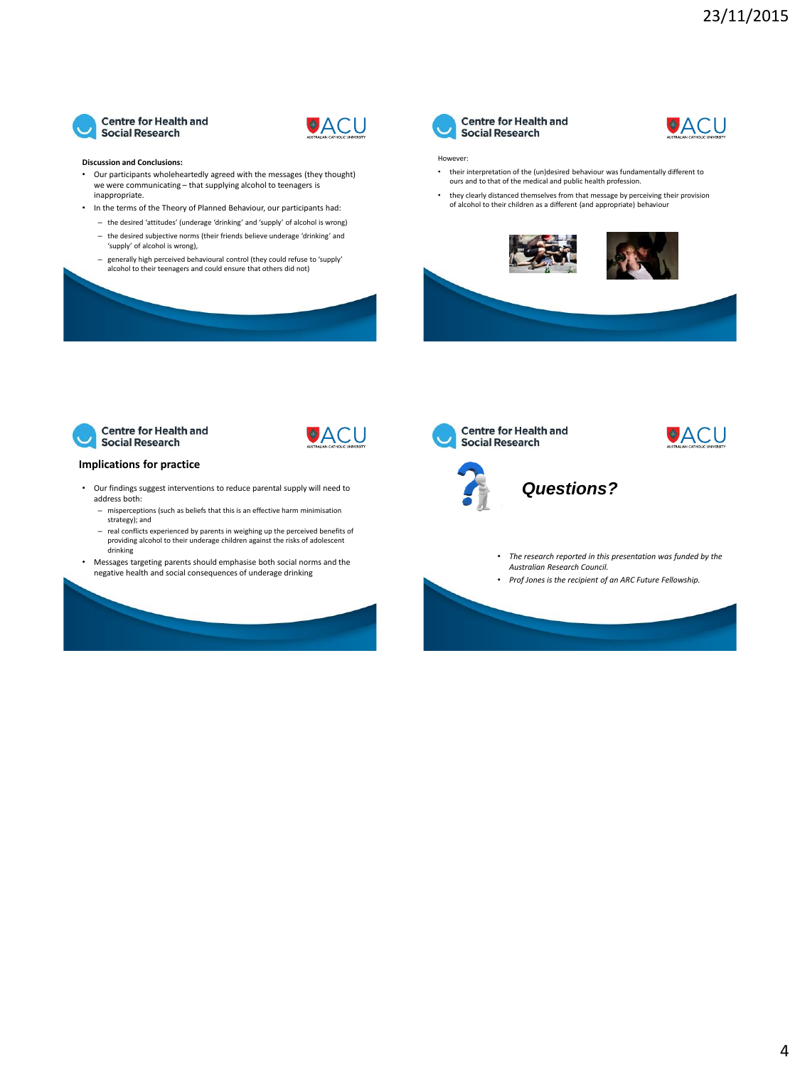Centre for Health and Social Research

ACU

**Discussion and Conclusions:**

- Our participants wholeheartedly agreed with the messages (they thought) we were communicating – that supplying alcohol to teenagers is inappropriate.
- In the terms of the Theory of Planned Behaviour, our participants had:
  - the desired 'attitudes' (underage 'drinking' and 'supply' of alcohol is wrong)
  - the desired subjective norms (their friends believe underage 'drinking' and 'supply' of alcohol is wrong),
  - generally high perceived behavioural control (they could refuse to 'supply' alcohol to their teenagers and could ensure that others did not)

Centre for Health and Social Research

ACU

However:

- their interpretation of the (un)desired behaviour was fundamentally different to ours and to that of the medical and public health profession.
- they clearly distanced themselves from that message by perceiving their provision of alcohol to their children as a different (and appropriate) behaviour

Centre for Health and Social Research

ACU

## Implications for practice

- Our findings suggest interventions to reduce parental supply will need to address both:
  - misperceptions (such as beliefs that this is an effective harm minimisation strategy); and
  - real conflicts experienced by parents in weighing up the perceived benefits of providing alcohol to their underage children against the risks of adolescent drinking
- Messages targeting parents should emphasise both social norms and the negative health and social consequences of underage drinking

Centre for Health and Social Research

ACU

## *Questions?*

- *The research reported in this presentation was funded by the Australian Research Council.*
- *Prof Jones is the recipient of an ARC Future Fellowship.*